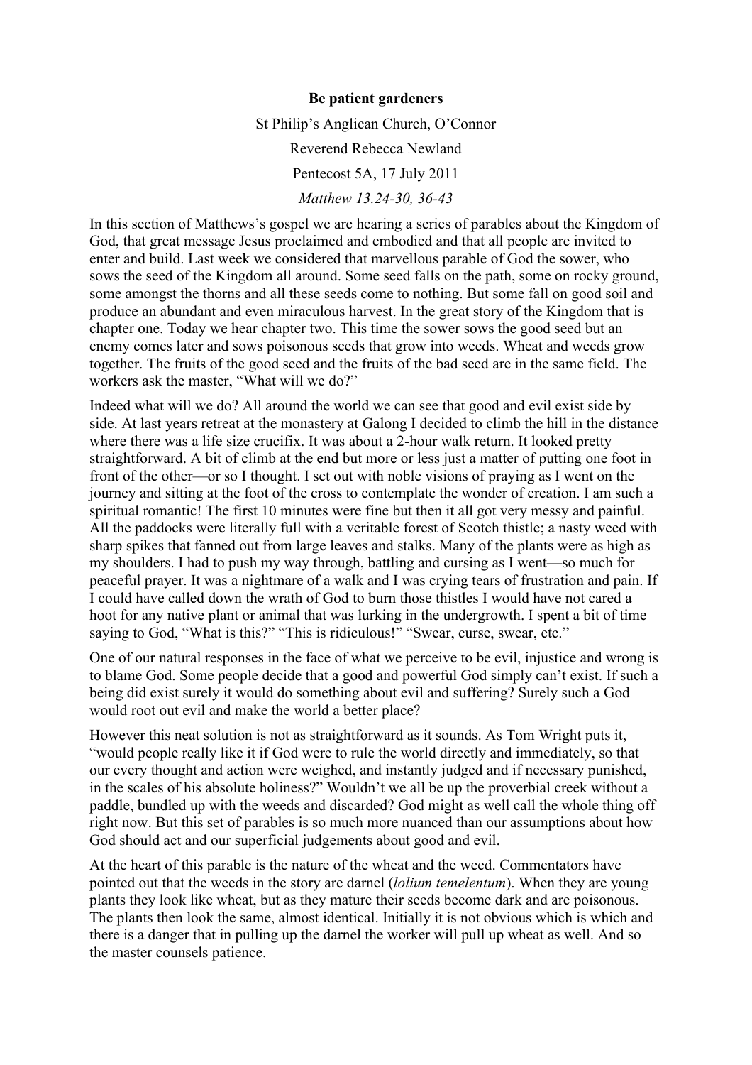**Be patient gardeners**

St Philip's Anglican Church, O'Connor

Reverend Rebecca Newland

Pentecost 5A, 17 July 2011

*Matthew 13.24-30, 36-43*

In this section of Matthews's gospel we are hearing a series of parables about the Kingdom of God, that great message Jesus proclaimed and embodied and that all people are invited to enter and build. Last week we considered that marvellous parable of God the sower, who sows the seed of the Kingdom all around. Some seed falls on the path, some on rocky ground, some amongst the thorns and all these seeds come to nothing. But some fall on good soil and produce an abundant and even miraculous harvest. In the great story of the Kingdom that is chapter one. Today we hear chapter two. This time the sower sows the good seed but an enemy comes later and sows poisonous seeds that grow into weeds. Wheat and weeds grow together. The fruits of the good seed and the fruits of the bad seed are in the same field. The workers ask the master, "What will we do?"

Indeed what will we do? All around the world we can see that good and evil exist side by side. At last years retreat at the monastery at Galong I decided to climb the hill in the distance where there was a life size crucifix. It was about a 2-hour walk return. It looked pretty straightforward. A bit of climb at the end but more or less just a matter of putting one foot in front of the other—or so I thought. I set out with noble visions of praying as I went on the journey and sitting at the foot of the cross to contemplate the wonder of creation. I am such a spiritual romantic! The first 10 minutes were fine but then it all got very messy and painful. All the paddocks were literally full with a veritable forest of Scotch thistle; a nasty weed with sharp spikes that fanned out from large leaves and stalks. Many of the plants were as high as my shoulders. I had to push my way through, battling and cursing as I went—so much for peaceful prayer. It was a nightmare of a walk and I was crying tears of frustration and pain. If I could have called down the wrath of God to burn those thistles I would have not cared a hoot for any native plant or animal that was lurking in the undergrowth. I spent a bit of time saying to God, "What is this?" "This is ridiculous!" "Swear, curse, swear, etc."

One of our natural responses in the face of what we perceive to be evil, injustice and wrong is to blame God. Some people decide that a good and powerful God simply can't exist. If such a being did exist surely it would do something about evil and suffering? Surely such a God would root out evil and make the world a better place?

However this neat solution is not as straightforward as it sounds. As Tom Wright puts it, "would people really like it if God were to rule the world directly and immediately, so that our every thought and action were weighed, and instantly judged and if necessary punished, in the scales of his absolute holiness?" Wouldn't we all be up the proverbial creek without a paddle, bundled up with the weeds and discarded? God might as well call the whole thing off right now. But this set of parables is so much more nuanced than our assumptions about how God should act and our superficial judgements about good and evil.

At the heart of this parable is the nature of the wheat and the weed. Commentators have pointed out that the weeds in the story are darnel (*lolium temelentum*). When they are young plants they look like wheat, but as they mature their seeds become dark and are poisonous. The plants then look the same, almost identical. Initially it is not obvious which is which and there is a danger that in pulling up the darnel the worker will pull up wheat as well. And so the master counsels patience.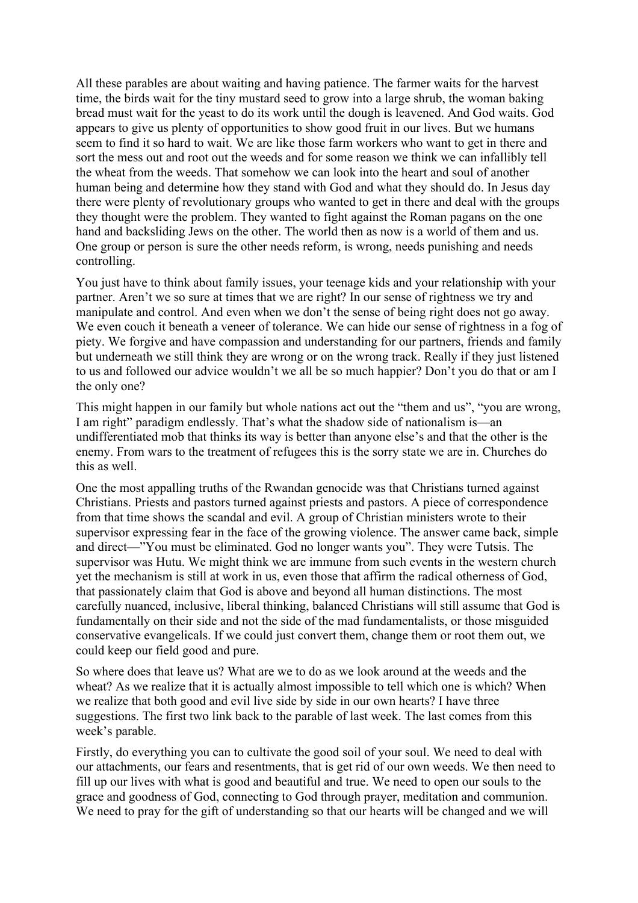All these parables are about waiting and having patience. The farmer waits for the harvest time, the birds wait for the tiny mustard seed to grow into a large shrub, the woman baking bread must wait for the yeast to do its work until the dough is leavened. And God waits. God appears to give us plenty of opportunities to show good fruit in our lives. But we humans seem to find it so hard to wait. We are like those farm workers who want to get in there and sort the mess out and root out the weeds and for some reason we think we can infallibly tell the wheat from the weeds. That somehow we can look into the heart and soul of another human being and determine how they stand with God and what they should do. In Jesus day there were plenty of revolutionary groups who wanted to get in there and deal with the groups they thought were the problem. They wanted to fight against the Roman pagans on the one hand and backsliding Jews on the other. The world then as now is a world of them and us. One group or person is sure the other needs reform, is wrong, needs punishing and needs controlling.

You just have to think about family issues, your teenage kids and your relationship with your partner. Aren't we so sure at times that we are right? In our sense of rightness we try and manipulate and control. And even when we don't the sense of being right does not go away. We even couch it beneath a veneer of tolerance. We can hide our sense of rightness in a fog of piety. We forgive and have compassion and understanding for our partners, friends and family but underneath we still think they are wrong or on the wrong track. Really if they just listened to us and followed our advice wouldn't we all be so much happier? Don't you do that or am I the only one?

This might happen in our family but whole nations act out the "them and us", "you are wrong, I am right" paradigm endlessly. That's what the shadow side of nationalism is—an undifferentiated mob that thinks its way is better than anyone else's and that the other is the enemy. From wars to the treatment of refugees this is the sorry state we are in. Churches do this as well.

One the most appalling truths of the Rwandan genocide was that Christians turned against Christians. Priests and pastors turned against priests and pastors. A piece of correspondence from that time shows the scandal and evil. A group of Christian ministers wrote to their supervisor expressing fear in the face of the growing violence. The answer came back, simple and direct—"You must be eliminated. God no longer wants you". They were Tutsis. The supervisor was Hutu. We might think we are immune from such events in the western church yet the mechanism is still at work in us, even those that affirm the radical otherness of God, that passionately claim that God is above and beyond all human distinctions. The most carefully nuanced, inclusive, liberal thinking, balanced Christians will still assume that God is fundamentally on their side and not the side of the mad fundamentalists, or those misguided conservative evangelicals. If we could just convert them, change them or root them out, we could keep our field good and pure.

So where does that leave us? What are we to do as we look around at the weeds and the wheat? As we realize that it is actually almost impossible to tell which one is which? When we realize that both good and evil live side by side in our own hearts? I have three suggestions. The first two link back to the parable of last week. The last comes from this week's parable.

Firstly, do everything you can to cultivate the good soil of your soul. We need to deal with our attachments, our fears and resentments, that is get rid of our own weeds. We then need to fill up our lives with what is good and beautiful and true. We need to open our souls to the grace and goodness of God, connecting to God through prayer, meditation and communion. We need to pray for the gift of understanding so that our hearts will be changed and we will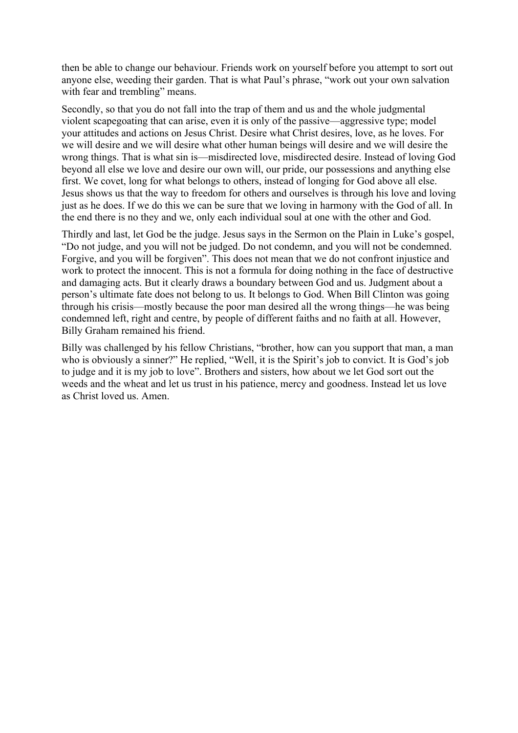then be able to change our behaviour. Friends work on yourself before you attempt to sort out anyone else, weeding their garden. That is what Paul's phrase, "work out your own salvation with fear and trembling" means.

Secondly, so that you do not fall into the trap of them and us and the whole judgmental violent scapegoating that can arise, even it is only of the passive—aggressive type; model your attitudes and actions on Jesus Christ. Desire what Christ desires, love, as he loves. For we will desire and we will desire what other human beings will desire and we will desire the wrong things. That is what sin is—misdirected love, misdirected desire. Instead of loving God beyond all else we love and desire our own will, our pride, our possessions and anything else first. We covet, long for what belongs to others, instead of longing for God above all else. Jesus shows us that the way to freedom for others and ourselves is through his love and loving just as he does. If we do this we can be sure that we loving in harmony with the God of all. In the end there is no they and we, only each individual soul at one with the other and God.

Thirdly and last, let God be the judge. Jesus says in the Sermon on the Plain in Luke's gospel, "Do not judge, and you will not be judged. Do not condemn, and you will not be condemned. Forgive, and you will be forgiven". This does not mean that we do not confront injustice and work to protect the innocent. This is not a formula for doing nothing in the face of destructive and damaging acts. But it clearly draws a boundary between God and us. Judgment about a person's ultimate fate does not belong to us. It belongs to God. When Bill Clinton was going through his crisis—mostly because the poor man desired all the wrong things—he was being condemned left, right and centre, by people of different faiths and no faith at all. However, Billy Graham remained his friend.

Billy was challenged by his fellow Christians, "brother, how can you support that man, a man who is obviously a sinner?" He replied, "Well, it is the Spirit's job to convict. It is God's job to judge and it is my job to love". Brothers and sisters, how about we let God sort out the weeds and the wheat and let us trust in his patience, mercy and goodness. Instead let us love as Christ loved us. Amen.